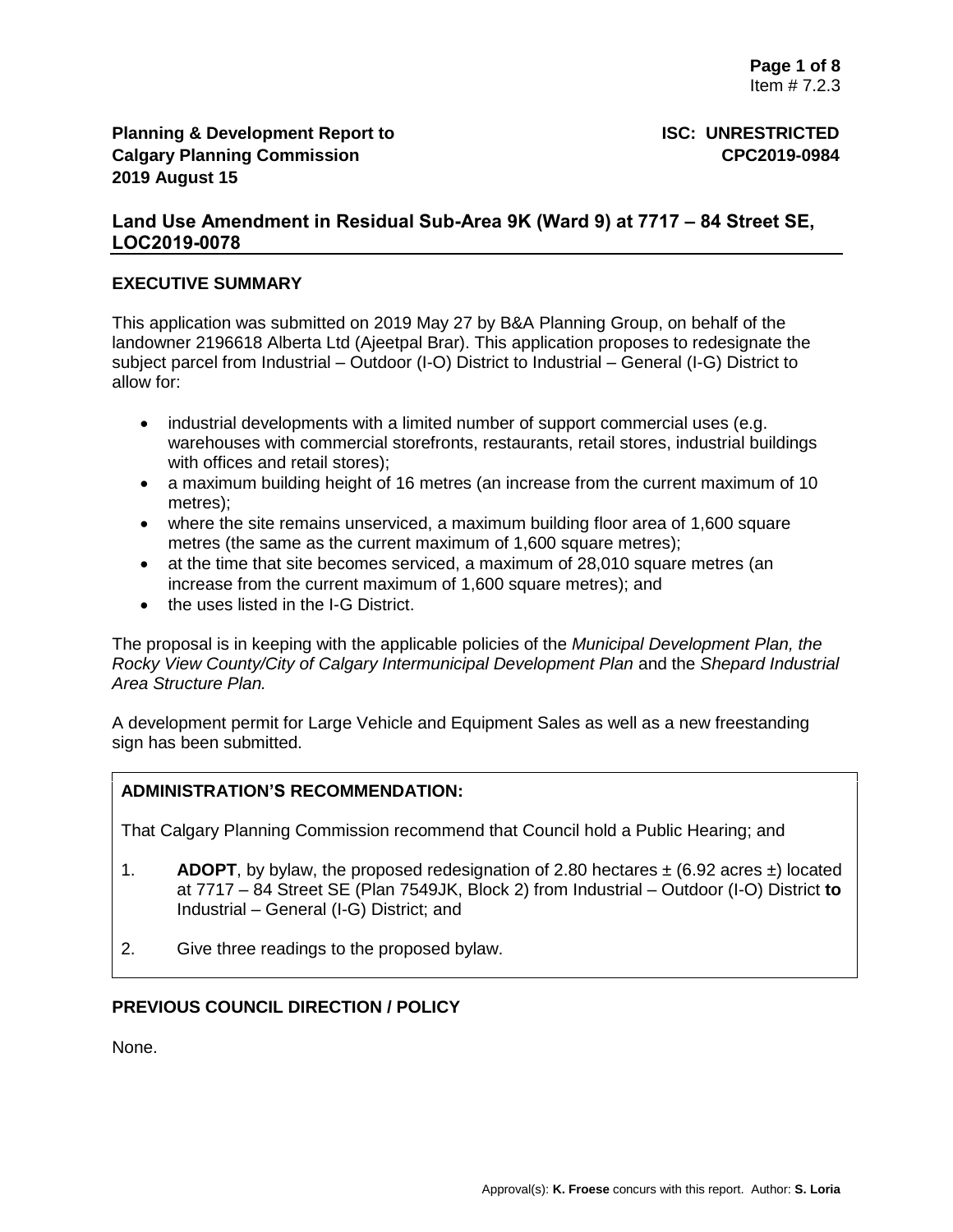**Planning & Development Report to Calgary Planning Commission**
**2019 August 15**

**ISC: UNRESTRICTED**
**CPC2019-0984**

## Land Use Amendment in Residual Sub-Area 9K (Ward 9) at 7717 – 84 Street SE, LOC2019-0078

### EXECUTIVE SUMMARY

This application was submitted on 2019 May 27 by B&A Planning Group, on behalf of the landowner 2196618 Alberta Ltd (Ajeetpal Brar). This application proposes to redesignate the subject parcel from Industrial – Outdoor (I-O) District to Industrial – General (I-G) District to allow for:

- industrial developments with a limited number of support commercial uses (e.g. warehouses with commercial storefronts, restaurants, retail stores, industrial buildings with offices and retail stores);
- a maximum building height of 16 metres (an increase from the current maximum of 10 metres);
- where the site remains unserviced, a maximum building floor area of 1,600 square metres (the same as the current maximum of 1,600 square metres);
- at the time that site becomes serviced, a maximum of 28,010 square metres (an increase from the current maximum of 1,600 square metres); and
- the uses listed in the I-G District.

The proposal is in keeping with the applicable policies of the *Municipal Development Plan, the Rocky View County/City of Calgary Intermunicipal Development Plan* and the *Shepard Industrial Area Structure Plan.*

A development permit for Large Vehicle and Equipment Sales as well as a new freestanding sign has been submitted.

### ADMINISTRATION'S RECOMMENDATION:

That Calgary Planning Commission recommend that Council hold a Public Hearing; and

1. **ADOPT**, by bylaw, the proposed redesignation of 2.80 hectares ± (6.92 acres ±) located at 7717 – 84 Street SE (Plan 7549JK, Block 2) from Industrial – Outdoor (I-O) District **to** Industrial – General (I-G) District; and
2. Give three readings to the proposed bylaw.

### PREVIOUS COUNCIL DIRECTION / POLICY

None.

Approval(s): **K. Froese** concurs with this report. Author: **S. Loria**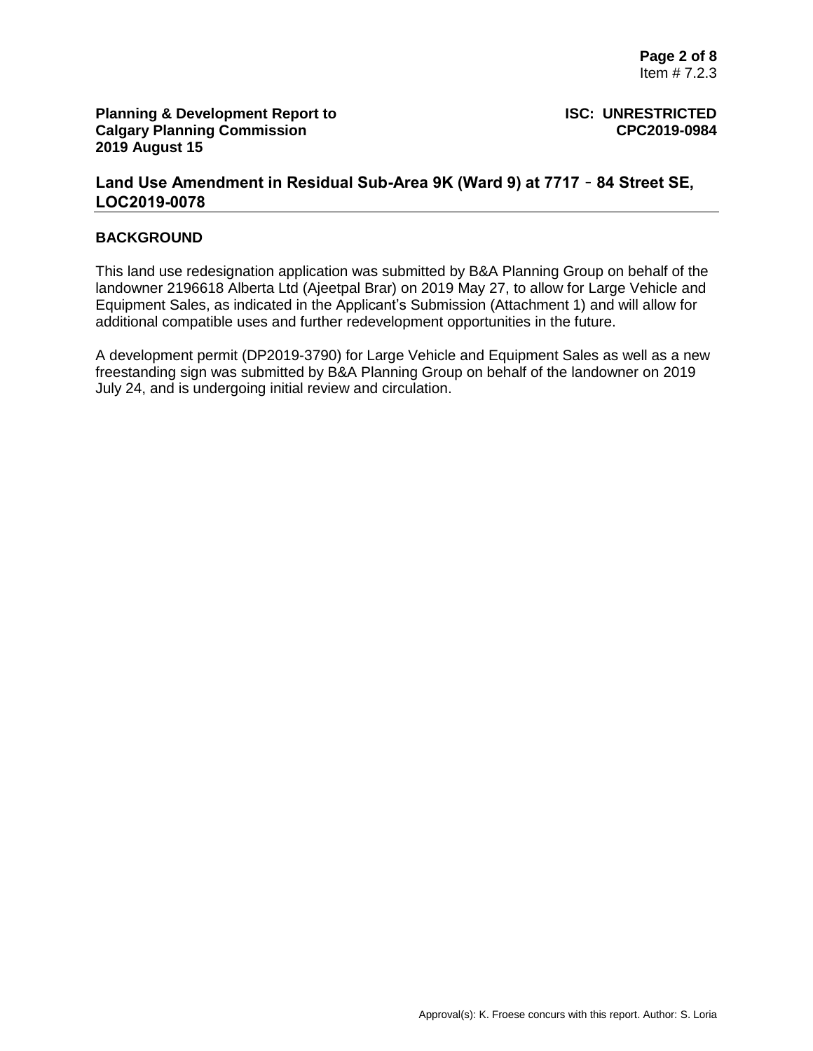**Planning & Development Report to Calgary Planning Commission 2019 August 15**

**ISC: UNRESTRICTED CPC2019-0984**

## Land Use Amendment in Residual Sub-Area 9K (Ward 9) at 7717 - 84 Street SE, LOC2019-0078

### BACKGROUND

This land use redesignation application was submitted by B&A Planning Group on behalf of the landowner 2196618 Alberta Ltd (Ajeetpal Brar) on 2019 May 27, to allow for Large Vehicle and Equipment Sales, as indicated in the Applicant's Submission (Attachment 1) and will allow for additional compatible uses and further redevelopment opportunities in the future.

A development permit (DP2019-3790) for Large Vehicle and Equipment Sales as well as a new freestanding sign was submitted by B&A Planning Group on behalf of the landowner on 2019 July 24, and is undergoing initial review and circulation.

Approval(s): K. Froese concurs with this report. Author: S. Loria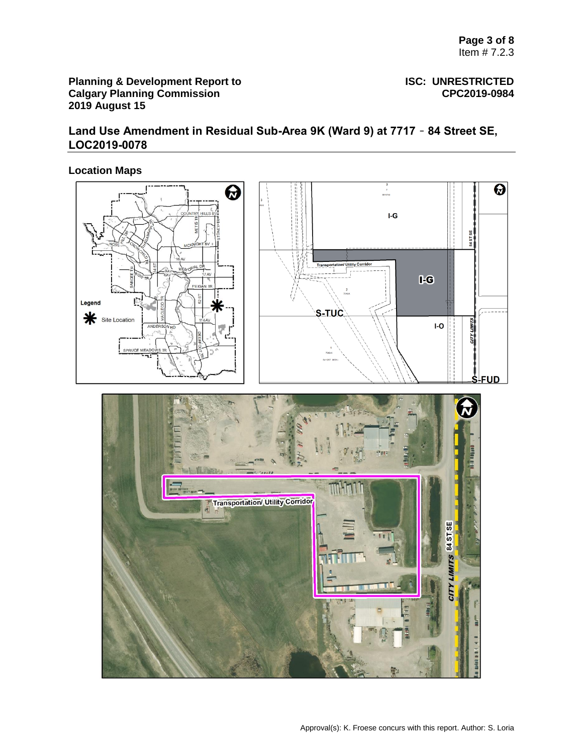**Planning & Development Report to Calgary Planning Commission 2019 August 15**

**ISC: UNRESTRICTED CPC2019-0984**

## Land Use Amendment in Residual Sub-Area 9K (Ward 9) at 7717 - 84 Street SE, LOC2019-0078

### Location Maps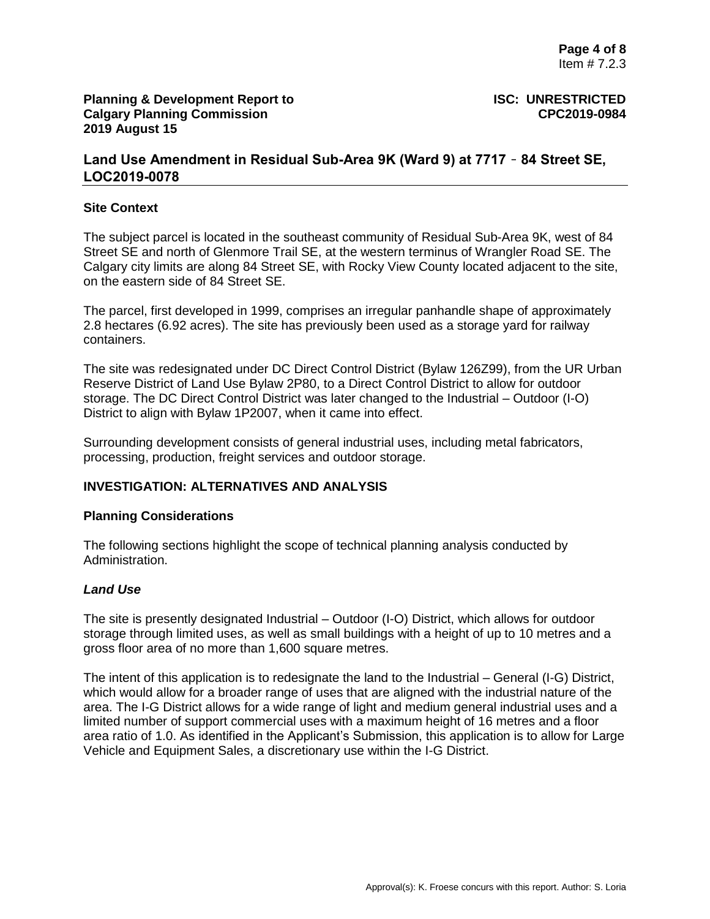**Planning & Development Report to Calgary Planning Commission 2019 August 15**

**ISC: UNRESTRICTED CPC2019-0984**

## Land Use Amendment in Residual Sub-Area 9K (Ward 9) at 7717 - 84 Street SE, LOC2019-0078

### Site Context

The subject parcel is located in the southeast community of Residual Sub-Area 9K, west of 84 Street SE and north of Glenmore Trail SE, at the western terminus of Wrangler Road SE. The Calgary city limits are along 84 Street SE, with Rocky View County located adjacent to the site, on the eastern side of 84 Street SE.

The parcel, first developed in 1999, comprises an irregular panhandle shape of approximately 2.8 hectares (6.92 acres). The site has previously been used as a storage yard for railway containers.

The site was redesignated under DC Direct Control District (Bylaw 126Z99), from the UR Urban Reserve District of Land Use Bylaw 2P80, to a Direct Control District to allow for outdoor storage. The DC Direct Control District was later changed to the Industrial – Outdoor (I-O) District to align with Bylaw 1P2007, when it came into effect.

Surrounding development consists of general industrial uses, including metal fabricators, processing, production, freight services and outdoor storage.

### INVESTIGATION: ALTERNATIVES AND ANALYSIS

### Planning Considerations

The following sections highlight the scope of technical planning analysis conducted by Administration.

#### *Land Use*

The site is presently designated Industrial – Outdoor (I-O) District, which allows for outdoor storage through limited uses, as well as small buildings with a height of up to 10 metres and a gross floor area of no more than 1,600 square metres.

The intent of this application is to redesignate the land to the Industrial – General (I-G) District, which would allow for a broader range of uses that are aligned with the industrial nature of the area. The I-G District allows for a wide range of light and medium general industrial uses and a limited number of support commercial uses with a maximum height of 16 metres and a floor area ratio of 1.0. As identified in the Applicant's Submission, this application is to allow for Large Vehicle and Equipment Sales, a discretionary use within the I-G District.

Approval(s): K. Froese concurs with this report. Author: S. Loria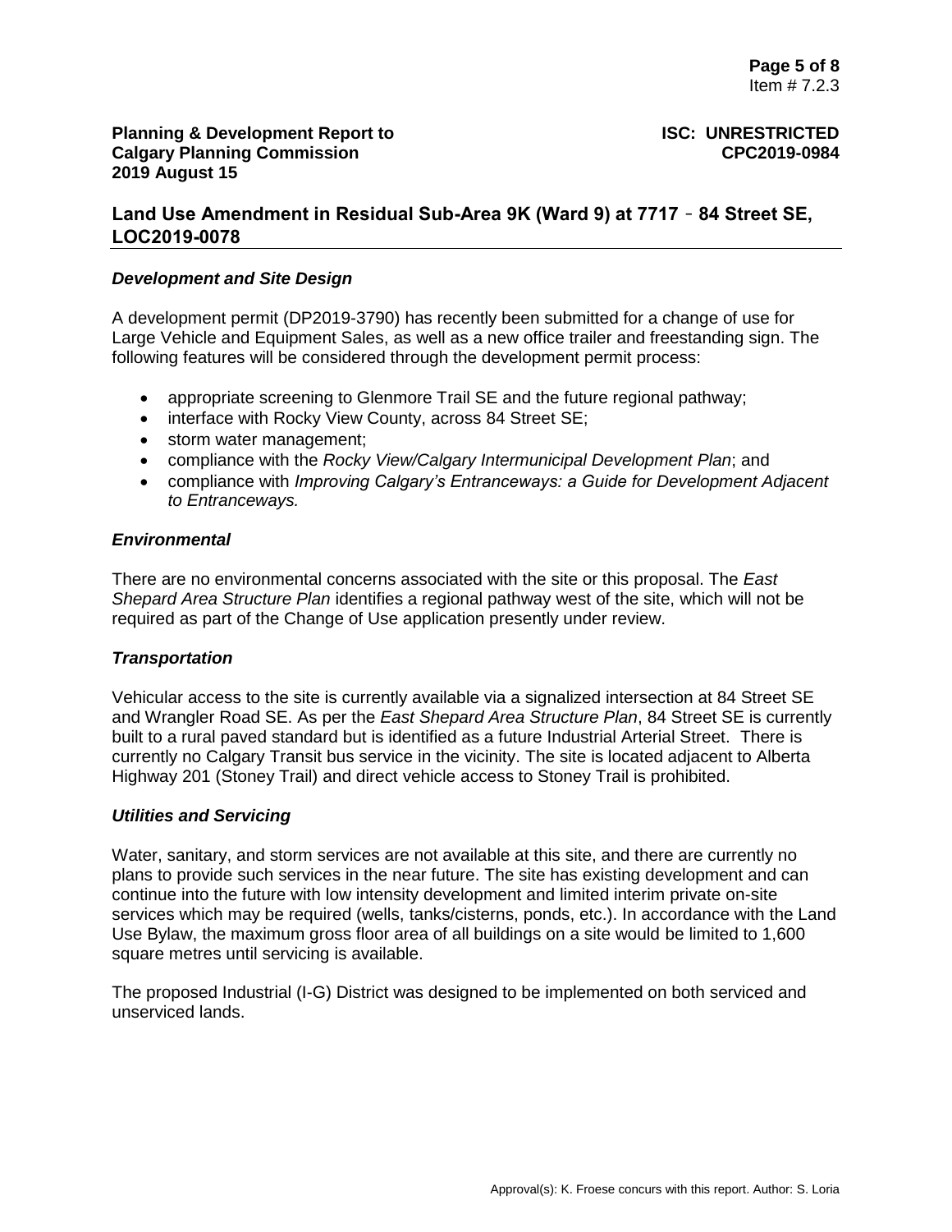### *Development and Site Design*

A development permit (DP2019-3790) has recently been submitted for a change of use for Large Vehicle and Equipment Sales, as well as a new office trailer and freestanding sign. The following features will be considered through the development permit process:

- appropriate screening to Glenmore Trail SE and the future regional pathway;
- interface with Rocky View County, across 84 Street SE;
- storm water management;
- compliance with the *Rocky View/Calgary Intermunicipal Development Plan*; and
- compliance with *Improving Calgary's Entranceways: a Guide for Development Adjacent to Entranceways.*

### *Environmental*

There are no environmental concerns associated with the site or this proposal. The *East Shepard Area Structure Plan* identifies a regional pathway west of the site, which will not be required as part of the Change of Use application presently under review.

### *Transportation*

Vehicular access to the site is currently available via a signalized intersection at 84 Street SE and Wrangler Road SE. As per the *East Shepard Area Structure Plan*, 84 Street SE is currently built to a rural paved standard but is identified as a future Industrial Arterial Street. There is currently no Calgary Transit bus service in the vicinity. The site is located adjacent to Alberta Highway 201 (Stoney Trail) and direct vehicle access to Stoney Trail is prohibited.

### *Utilities and Servicing*

Water, sanitary, and storm services are not available at this site, and there are currently no plans to provide such services in the near future. The site has existing development and can continue into the future with low intensity development and limited interim private on-site services which may be required (wells, tanks/cisterns, ponds, etc.). In accordance with the Land Use Bylaw, the maximum gross floor area of all buildings on a site would be limited to 1,600 square metres until servicing is available.

The proposed Industrial (I-G) District was designed to be implemented on both serviced and unserviced lands.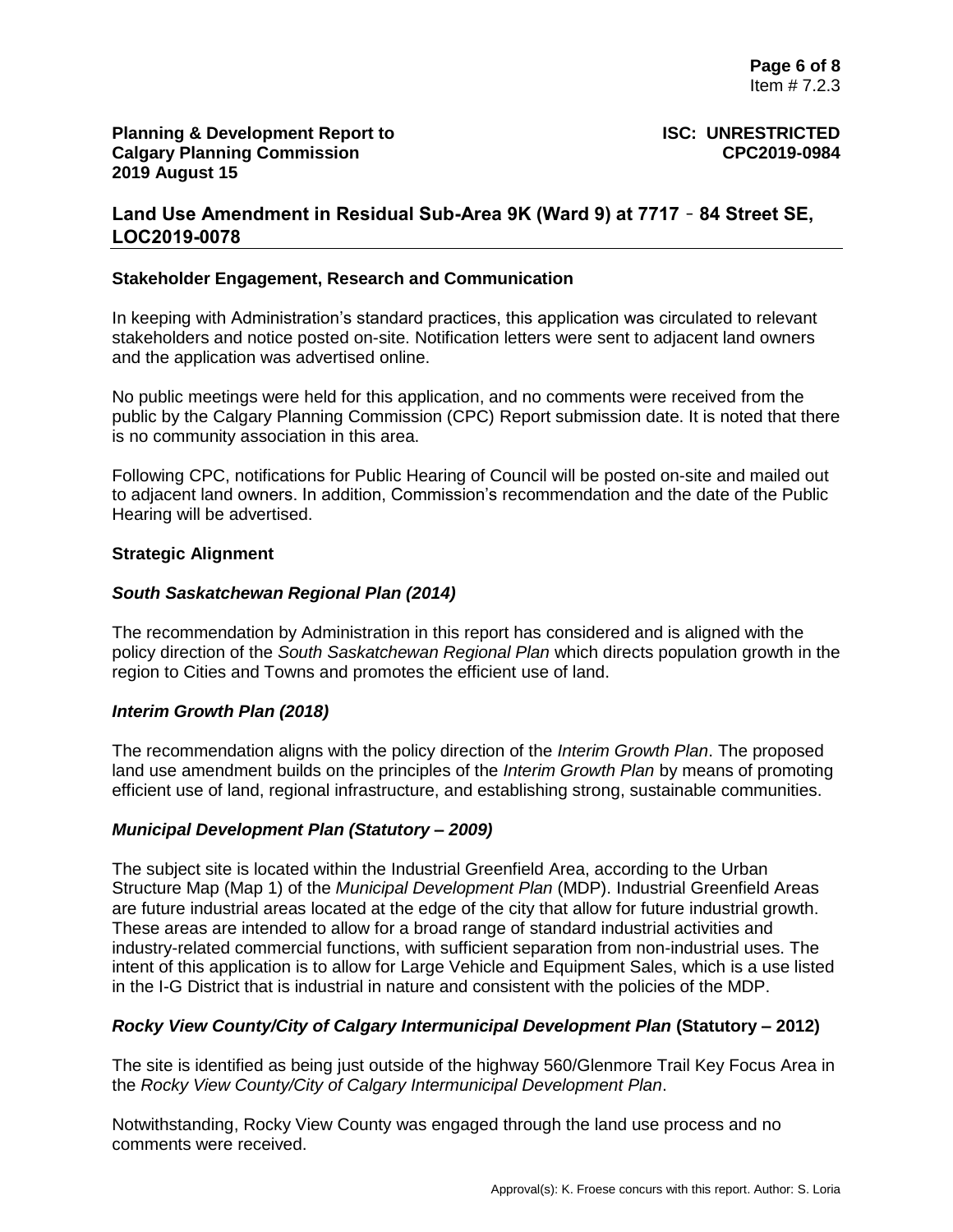## Stakeholder Engagement, Research and Communication

In keeping with Administration's standard practices, this application was circulated to relevant stakeholders and notice posted on-site. Notification letters were sent to adjacent land owners and the application was advertised online.

No public meetings were held for this application, and no comments were received from the public by the Calgary Planning Commission (CPC) Report submission date. It is noted that there is no community association in this area.

Following CPC, notifications for Public Hearing of Council will be posted on-site and mailed out to adjacent land owners. In addition, Commission's recommendation and the date of the Public Hearing will be advertised.

## Strategic Alignment

### *South Saskatchewan Regional Plan (2014)*

The recommendation by Administration in this report has considered and is aligned with the policy direction of the *South Saskatchewan Regional Plan* which directs population growth in the region to Cities and Towns and promotes the efficient use of land.

### *Interim Growth Plan (2018)*

The recommendation aligns with the policy direction of the *Interim Growth Plan*. The proposed land use amendment builds on the principles of the *Interim Growth Plan* by means of promoting efficient use of land, regional infrastructure, and establishing strong, sustainable communities.

### *Municipal Development Plan (Statutory – 2009)*

The subject site is located within the Industrial Greenfield Area, according to the Urban Structure Map (Map 1) of the *Municipal Development Plan* (MDP). Industrial Greenfield Areas are future industrial areas located at the edge of the city that allow for future industrial growth. These areas are intended to allow for a broad range of standard industrial activities and industry-related commercial functions, with sufficient separation from non-industrial uses. The intent of this application is to allow for Large Vehicle and Equipment Sales, which is a use listed in the I-G District that is industrial in nature and consistent with the policies of the MDP.

### *Rocky View County/City of Calgary Intermunicipal Development Plan* (Statutory – 2012)

The site is identified as being just outside of the highway 560/Glenmore Trail Key Focus Area in the *Rocky View County/City of Calgary Intermunicipal Development Plan*.

Notwithstanding, Rocky View County was engaged through the land use process and no comments were received.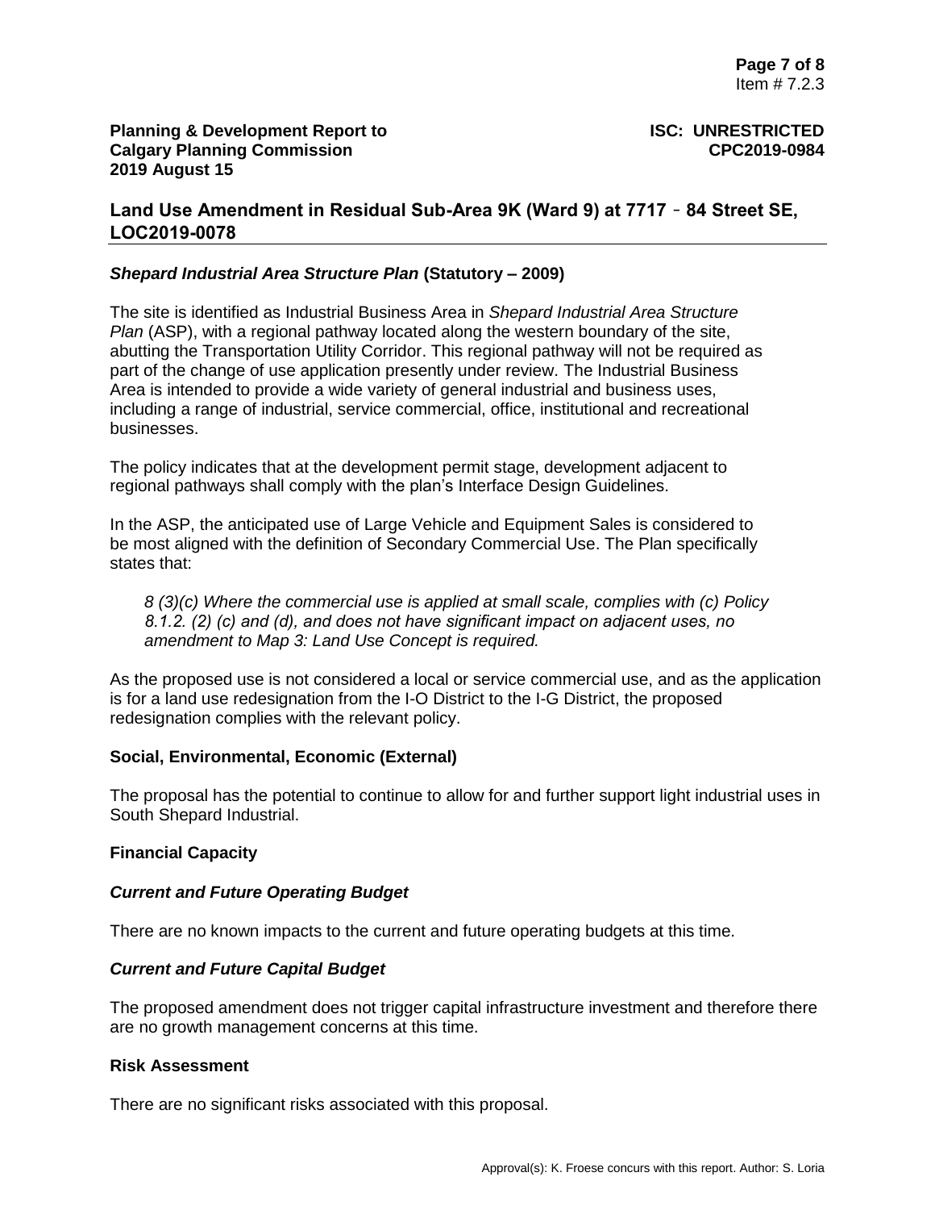### *Shepard Industrial Area Structure Plan* (Statutory – 2009)

The site is identified as Industrial Business Area in *Shepard Industrial Area Structure Plan* (ASP), with a regional pathway located along the western boundary of the site, abutting the Transportation Utility Corridor. This regional pathway will not be required as part of the change of use application presently under review. The Industrial Business Area is intended to provide a wide variety of general industrial and business uses, including a range of industrial, service commercial, office, institutional and recreational businesses.

The policy indicates that at the development permit stage, development adjacent to regional pathways shall comply with the plan's Interface Design Guidelines.

In the ASP, the anticipated use of Large Vehicle and Equipment Sales is considered to be most aligned with the definition of Secondary Commercial Use. The Plan specifically states that:

> *8 (3)(c) Where the commercial use is applied at small scale, complies with (c) Policy 8.1.2. (2) (c) and (d), and does not have significant impact on adjacent uses, no amendment to Map 3: Land Use Concept is required.*

As the proposed use is not considered a local or service commercial use, and as the application is for a land use redesignation from the I-O District to the I-G District, the proposed redesignation complies with the relevant policy.

### Social, Environmental, Economic (External)

The proposal has the potential to continue to allow for and further support light industrial uses in South Shepard Industrial.

### Financial Capacity

#### *Current and Future Operating Budget*

There are no known impacts to the current and future operating budgets at this time.

#### *Current and Future Capital Budget*

The proposed amendment does not trigger capital infrastructure investment and therefore there are no growth management concerns at this time.

### Risk Assessment

There are no significant risks associated with this proposal.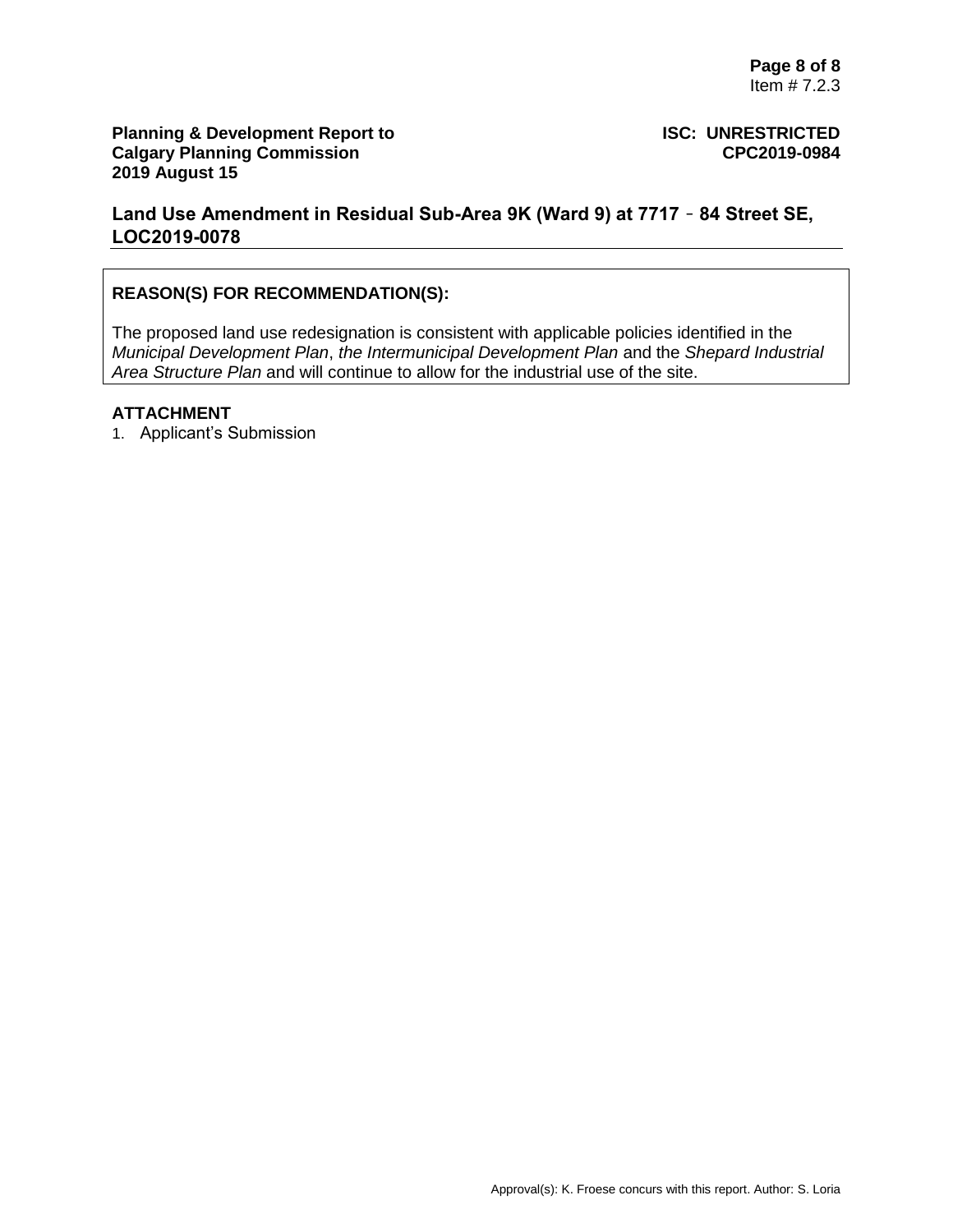## Land Use Amendment in Residual Sub-Area 9K (Ward 9) at 7717 ‑ 84 Street SE, LOC2019-0078

### REASON(S) FOR RECOMMENDATION(S):

The proposed land use redesignation is consistent with applicable policies identified in the *Municipal Development Plan*, *the Intermunicipal Development Plan* and the *Shepard Industrial Area Structure Plan* and will continue to allow for the industrial use of the site.

### ATTACHMENT

1. Applicant's Submission

Approval(s): K. Froese concurs with this report. Author: S. Loria